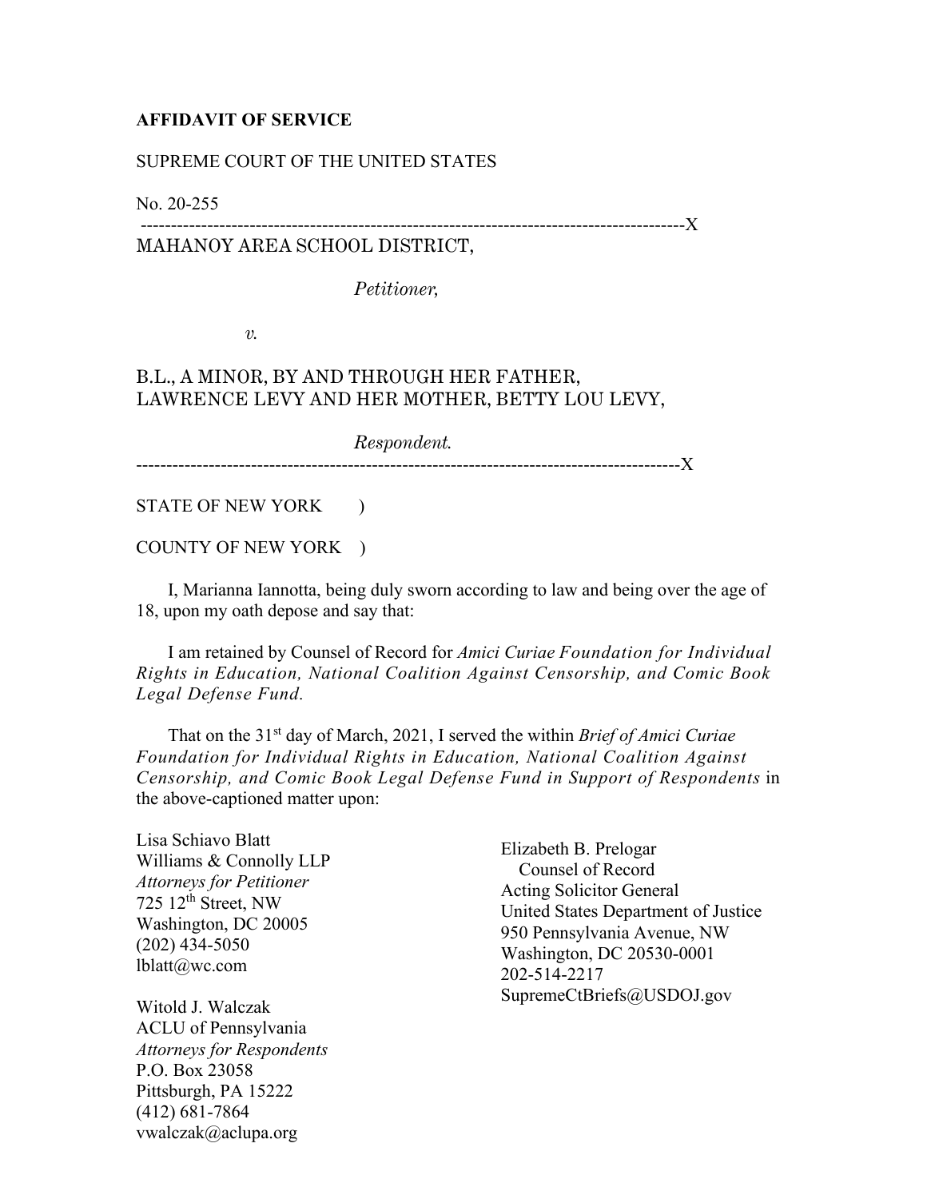**AFFIDAVIT OF SERVICE**

SUPREME COURT OF THE UNITED STATES

No. 20-255

------------------------------------------------------------------------------------------X

MAHANOY AREA SCHOOL DISTRICT,

*Petitioner,*

*v.*

B.L., A MINOR, BY AND THROUGH HER FATHER, LAWRENCE LEVY AND HER MOTHER, BETTY LOU LEVY,

*Respondent.*

------------------------------------------------------------------------------------------X

STATE OF NEW YORK )

COUNTY OF NEW YORK )

I, Marianna Iannotta, being duly sworn according to law and being over the age of 18, upon my oath depose and say that:

I am retained by Counsel of Record for *Amici Curiae Foundation for Individual Rights in Education, National Coalition Against Censorship, and Comic Book Legal Defense Fund.*

That on the 31st day of March, 2021, I served the within *Brief of Amici Curiae Foundation for Individual Rights in Education, National Coalition Against Censorship, and Comic Book Legal Defense Fund in Support of Respondents* in the above-captioned matter upon:

Lisa Schiavo Blatt
Williams & Connolly LLP
*Attorneys for Petitioner*
725 12th Street, NW
Washington, DC 20005
(202) 434-5050
lblatt@wc.com

Witold J. Walczak
ACLU of Pennsylvania
*Attorneys for Respondents*
P.O. Box 23058
Pittsburgh, PA 15222
(412) 681-7864
vwalczak@aclupa.org

Elizabeth B. Prelogar
Counsel of Record
Acting Solicitor General
United States Department of Justice
950 Pennsylvania Avenue, NW
Washington, DC 20530-0001
202-514-2217
SupremeCtBriefs@USDOJ.gov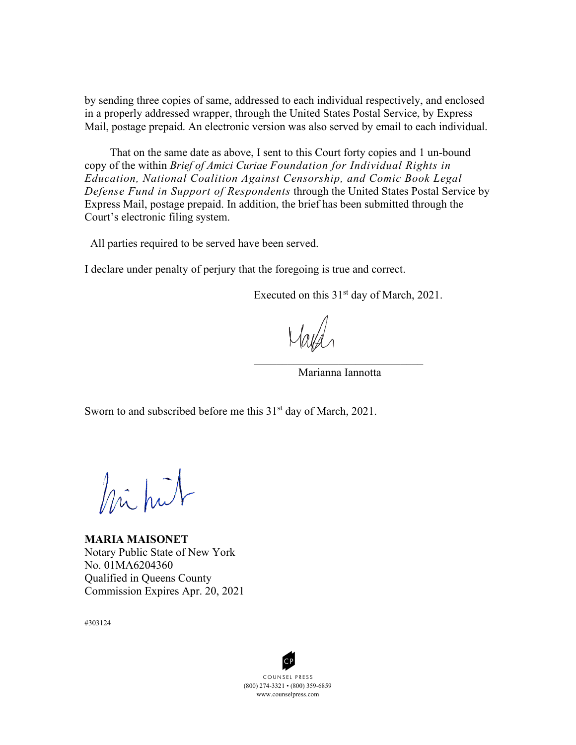by sending three copies of same, addressed to each individual respectively, and enclosed in a properly addressed wrapper, through the United States Postal Service, by Express Mail, postage prepaid. An electronic version was also served by email to each individual.

That on the same date as above, I sent to this Court forty copies and 1 un-bound copy of the within *Brief of Amici Curiae Foundation for Individual Rights in Education, National Coalition Against Censorship, and Comic Book Legal Defense Fund in Support of Respondents* through the United States Postal Service by Express Mail, postage prepaid. In addition, the brief has been submitted through the Court's electronic filing system.

All parties required to be served have been served.

I declare under penalty of perjury that the foregoing is true and correct.

Executed on this 31st day of March, 2021.

\_\_\_\_\_\_\_\_\_\_\_\_\_\_\_\_\_\_\_\_\_\_\_\_\_\_\_\_\_\_

Marianna Iannotta

Sworn to and subscribed before me this 31st day of March, 2021.

**MARIA MAISONET**
Notary Public State of New York
No. 01MA6204360
Qualified in Queens County
Commission Expires Apr. 20, 2021

#303124

COUNSEL PRESS
(800) 274-3321 • (800) 359-6859
www.counselpress.com